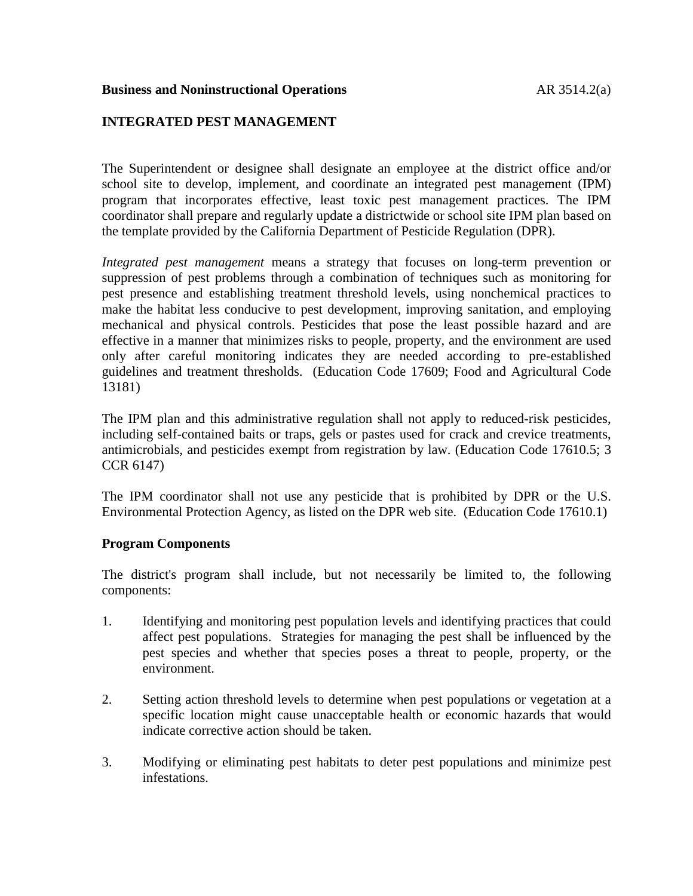**Business and Noninstructional Operations** AR 3514.2(a)

## INTEGRATED PEST MANAGEMENT

The Superintendent or designee shall designate an employee at the district office and/or school site to develop, implement, and coordinate an integrated pest management (IPM) program that incorporates effective, least toxic pest management practices. The IPM coordinator shall prepare and regularly update a districtwide or school site IPM plan based on the template provided by the California Department of Pesticide Regulation (DPR).

*Integrated pest management* means a strategy that focuses on long-term prevention or suppression of pest problems through a combination of techniques such as monitoring for pest presence and establishing treatment threshold levels, using nonchemical practices to make the habitat less conducive to pest development, improving sanitation, and employing mechanical and physical controls. Pesticides that pose the least possible hazard and are effective in a manner that minimizes risks to people, property, and the environment are used only after careful monitoring indicates they are needed according to pre-established guidelines and treatment thresholds. (Education Code 17609; Food and Agricultural Code 13181)

The IPM plan and this administrative regulation shall not apply to reduced-risk pesticides, including self-contained baits or traps, gels or pastes used for crack and crevice treatments, antimicrobials, and pesticides exempt from registration by law. (Education Code 17610.5; 3 CCR 6147)

The IPM coordinator shall not use any pesticide that is prohibited by DPR or the U.S. Environmental Protection Agency, as listed on the DPR web site. (Education Code 17610.1)

### Program Components

The district's program shall include, but not necessarily be limited to, the following components:

1. Identifying and monitoring pest population levels and identifying practices that could affect pest populations. Strategies for managing the pest shall be influenced by the pest species and whether that species poses a threat to people, property, or the environment.

2. Setting action threshold levels to determine when pest populations or vegetation at a specific location might cause unacceptable health or economic hazards that would indicate corrective action should be taken.

3. Modifying or eliminating pest habitats to deter pest populations and minimize pest infestations.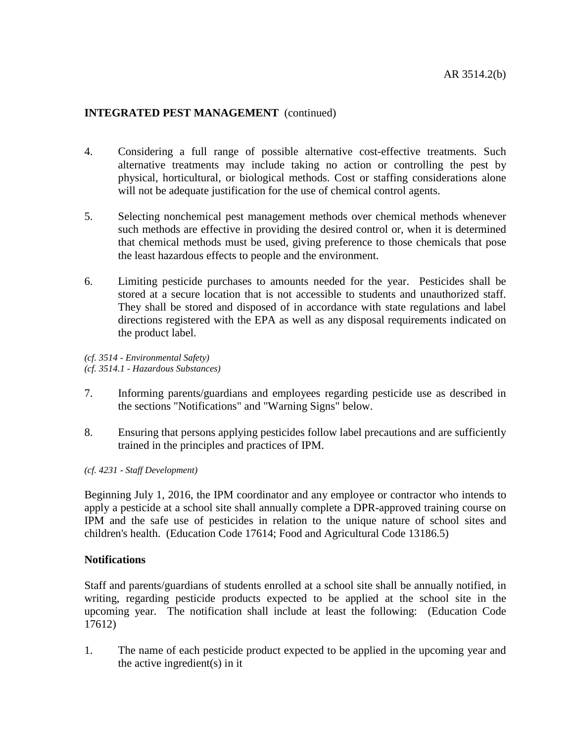**INTEGRATED PEST MANAGEMENT** (continued)

4. Considering a full range of possible alternative cost-effective treatments. Such alternative treatments may include taking no action or controlling the pest by physical, horticultural, or biological methods. Cost or staffing considerations alone will not be adequate justification for the use of chemical control agents.

5. Selecting nonchemical pest management methods over chemical methods whenever such methods are effective in providing the desired control or, when it is determined that chemical methods must be used, giving preference to those chemicals that pose the least hazardous effects to people and the environment.

6. Limiting pesticide purchases to amounts needed for the year. Pesticides shall be stored at a secure location that is not accessible to students and unauthorized staff. They shall be stored and disposed of in accordance with state regulations and label directions registered with the EPA as well as any disposal requirements indicated on the product label.

*(cf. 3514 - Environmental Safety)*
*(cf. 3514.1 - Hazardous Substances)*

7. Informing parents/guardians and employees regarding pesticide use as described in the sections "Notifications" and "Warning Signs" below.

8. Ensuring that persons applying pesticides follow label precautions and are sufficiently trained in the principles and practices of IPM.

*(cf. 4231 - Staff Development)*

Beginning July 1, 2016, the IPM coordinator and any employee or contractor who intends to apply a pesticide at a school site shall annually complete a DPR-approved training course on IPM and the safe use of pesticides in relation to the unique nature of school sites and children's health. (Education Code 17614; Food and Agricultural Code 13186.5)

**Notifications**

Staff and parents/guardians of students enrolled at a school site shall be annually notified, in writing, regarding pesticide products expected to be applied at the school site in the upcoming year. The notification shall include at least the following: (Education Code 17612)

1. The name of each pesticide product expected to be applied in the upcoming year and the active ingredient(s) in it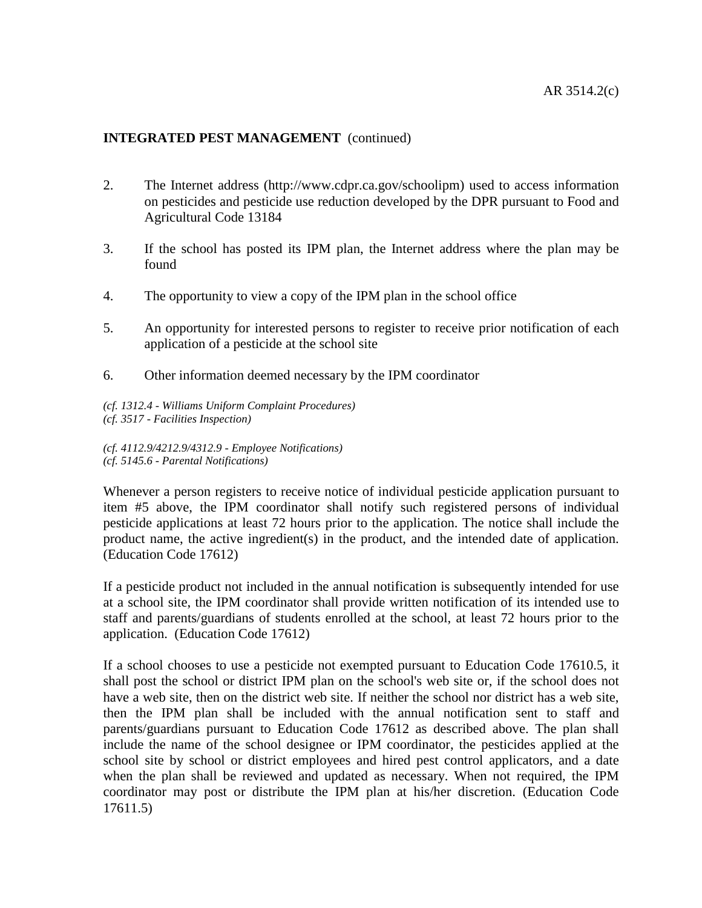**INTEGRATED PEST MANAGEMENT** (continued)

2. The Internet address (http://www.cdpr.ca.gov/schoolipm) used to access information on pesticides and pesticide use reduction developed by the DPR pursuant to Food and Agricultural Code 13184

3. If the school has posted its IPM plan, the Internet address where the plan may be found

4. The opportunity to view a copy of the IPM plan in the school office

5. An opportunity for interested persons to register to receive prior notification of each application of a pesticide at the school site

6. Other information deemed necessary by the IPM coordinator

*(cf. 1312.4 - Williams Uniform Complaint Procedures)*
*(cf. 3517 - Facilities Inspection)*

*(cf. 4112.9/4212.9/4312.9 - Employee Notifications)*
*(cf. 5145.6 - Parental Notifications)*

Whenever a person registers to receive notice of individual pesticide application pursuant to item #5 above, the IPM coordinator shall notify such registered persons of individual pesticide applications at least 72 hours prior to the application. The notice shall include the product name, the active ingredient(s) in the product, and the intended date of application. (Education Code 17612)

If a pesticide product not included in the annual notification is subsequently intended for use at a school site, the IPM coordinator shall provide written notification of its intended use to staff and parents/guardians of students enrolled at the school, at least 72 hours prior to the application. (Education Code 17612)

If a school chooses to use a pesticide not exempted pursuant to Education Code 17610.5, it shall post the school or district IPM plan on the school's web site or, if the school does not have a web site, then on the district web site. If neither the school nor district has a web site, then the IPM plan shall be included with the annual notification sent to staff and parents/guardians pursuant to Education Code 17612 as described above. The plan shall include the name of the school designee or IPM coordinator, the pesticides applied at the school site by school or district employees and hired pest control applicators, and a date when the plan shall be reviewed and updated as necessary. When not required, the IPM coordinator may post or distribute the IPM plan at his/her discretion. (Education Code 17611.5)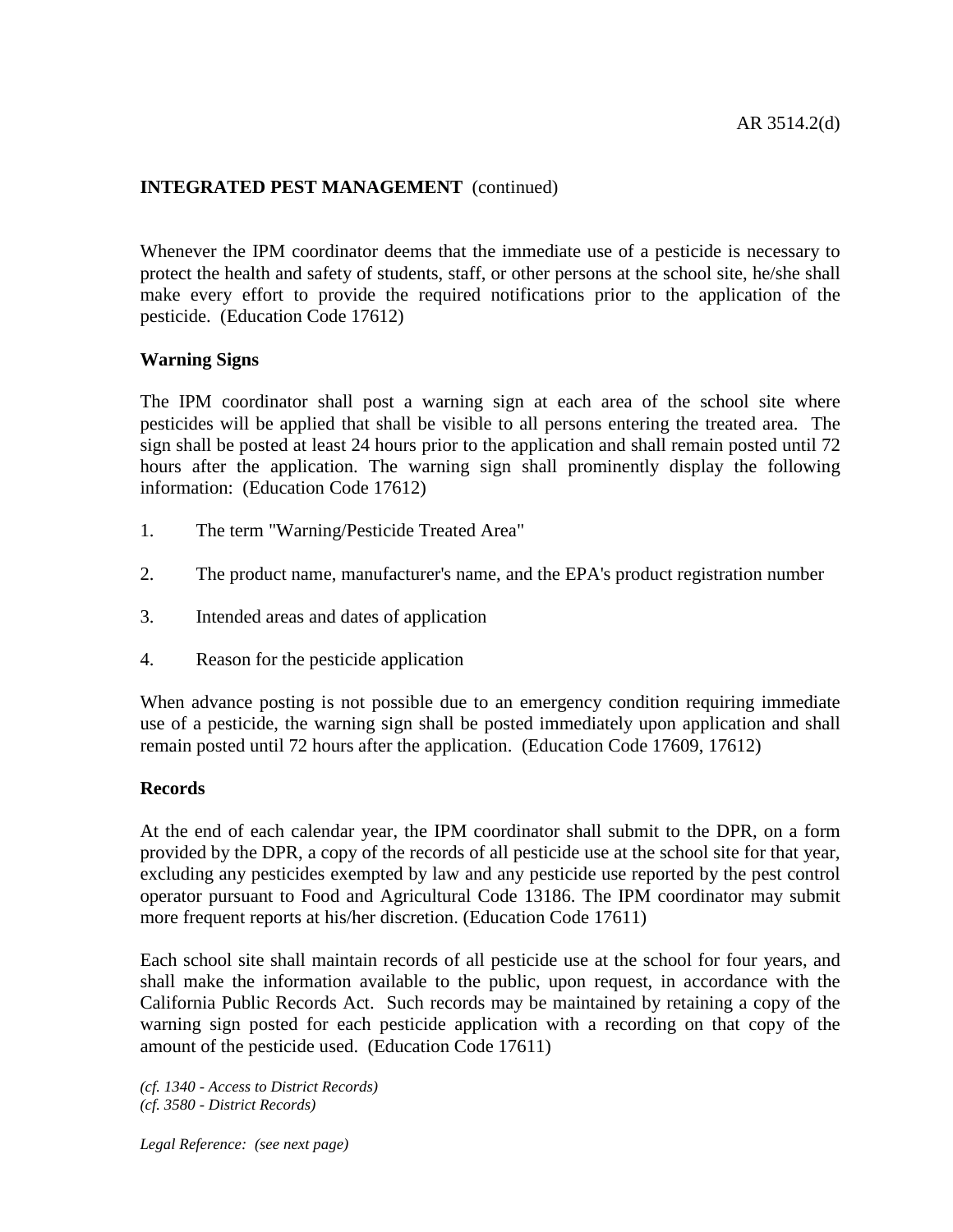Whenever the IPM coordinator deems that the immediate use of a pesticide is necessary to protect the health and safety of students, staff, or other persons at the school site, he/she shall make every effort to provide the required notifications prior to the application of the pesticide. (Education Code 17612)

### Warning Signs

The IPM coordinator shall post a warning sign at each area of the school site where pesticides will be applied that shall be visible to all persons entering the treated area. The sign shall be posted at least 24 hours prior to the application and shall remain posted until 72 hours after the application. The warning sign shall prominently display the following information: (Education Code 17612)

1. The term "Warning/Pesticide Treated Area"
2. The product name, manufacturer's name, and the EPA's product registration number
3. Intended areas and dates of application
4. Reason for the pesticide application

When advance posting is not possible due to an emergency condition requiring immediate use of a pesticide, the warning sign shall be posted immediately upon application and shall remain posted until 72 hours after the application. (Education Code 17609, 17612)

### Records

At the end of each calendar year, the IPM coordinator shall submit to the DPR, on a form provided by the DPR, a copy of the records of all pesticide use at the school site for that year, excluding any pesticides exempted by law and any pesticide use reported by the pest control operator pursuant to Food and Agricultural Code 13186. The IPM coordinator may submit more frequent reports at his/her discretion. (Education Code 17611)

Each school site shall maintain records of all pesticide use at the school for four years, and shall make the information available to the public, upon request, in accordance with the California Public Records Act. Such records may be maintained by retaining a copy of the warning sign posted for each pesticide application with a recording on that copy of the amount of the pesticide used. (Education Code 17611)

*(cf. 1340 - Access to District Records)*
*(cf. 3580 - District Records)*

*Legal Reference: (see next page)*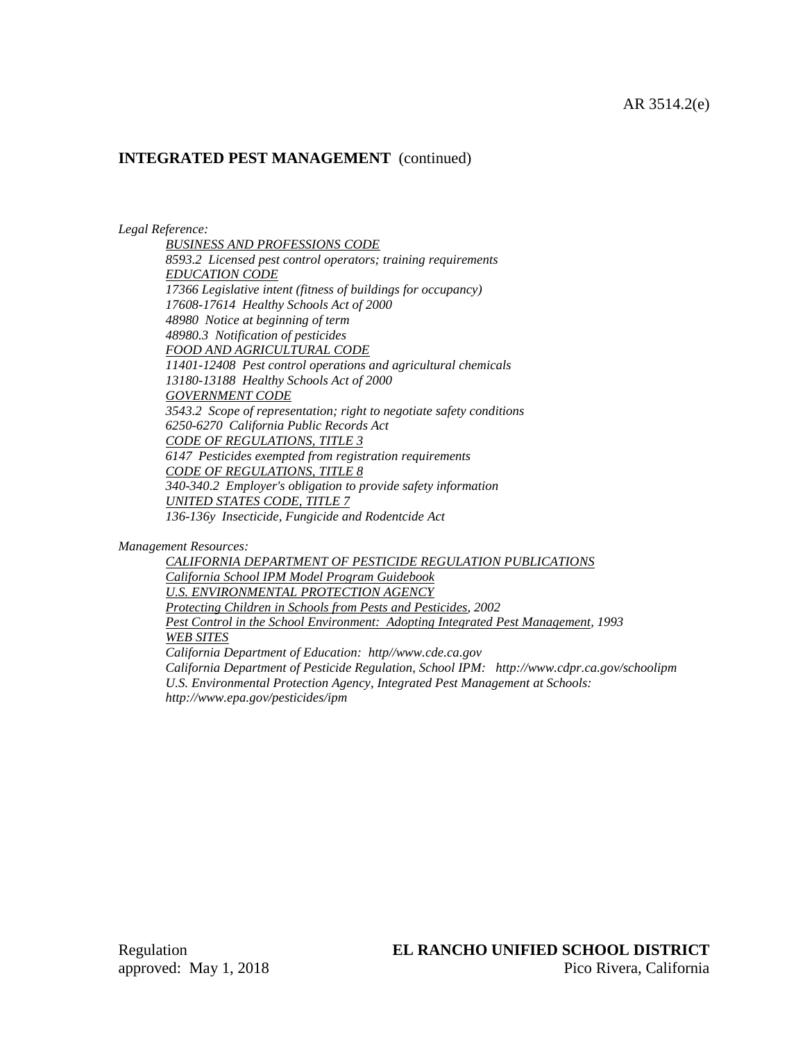## INTEGRATED PEST MANAGEMENT (continued)

*Legal Reference:*

*BUSINESS AND PROFESSIONS CODE*
*8593.2 Licensed pest control operators; training requirements*
*EDUCATION CODE*
*17366 Legislative intent (fitness of buildings for occupancy)*
*17608-17614 Healthy Schools Act of 2000*
*48980 Notice at beginning of term*
*48980.3 Notification of pesticides*
*FOOD AND AGRICULTURAL CODE*
*11401-12408 Pest control operations and agricultural chemicals*
*13180-13188 Healthy Schools Act of 2000*
*GOVERNMENT CODE*
*3543.2 Scope of representation; right to negotiate safety conditions*
*6250-6270 California Public Records Act*
*CODE OF REGULATIONS, TITLE 3*
*6147 Pesticides exempted from registration requirements*
*CODE OF REGULATIONS, TITLE 8*
*340-340.2 Employer's obligation to provide safety information*
*UNITED STATES CODE, TITLE 7*
*136-136y Insecticide, Fungicide and Rodentcide Act*

*Management Resources:*

*CALIFORNIA DEPARTMENT OF PESTICIDE REGULATION PUBLICATIONS*
*California School IPM Model Program Guidebook*
*U.S. ENVIRONMENTAL PROTECTION AGENCY*
*Protecting Children in Schools from Pests and Pesticides, 2002*
*Pest Control in the School Environment: Adopting Integrated Pest Management, 1993*
*WEB SITES*
*California Department of Education: http//www.cde.ca.gov*
*California Department of Pesticide Regulation, School IPM: http://www.cdpr.ca.gov/schoolipm*
*U.S. Environmental Protection Agency, Integrated Pest Management at Schools: http://www.epa.gov/pesticides/ipm*

Regulation approved: May 1, 2018

**EL RANCHO UNIFIED SCHOOL DISTRICT**
Pico Rivera, California